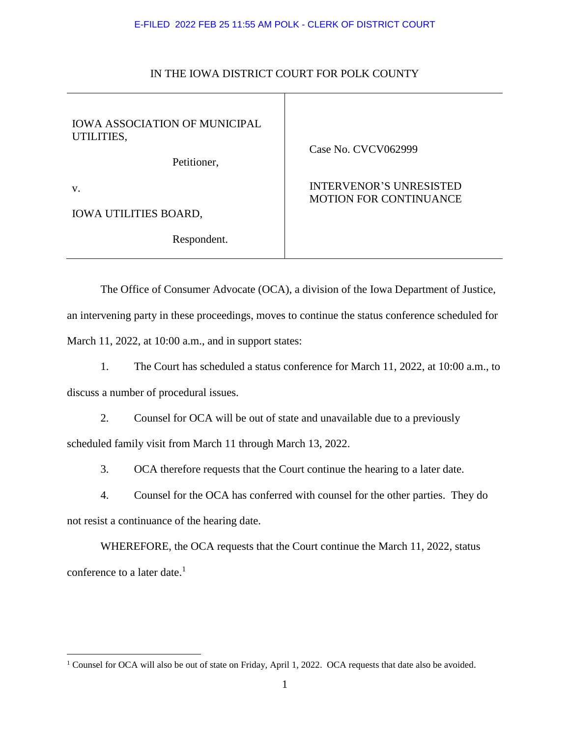E-FILED 2022 FEB 25 11:55 AM POLK - CLERK OF DISTRICT COURT

IN THE IOWA DISTRICT COURT FOR POLK COUNTY

| | |
|---|---|
| IOWA ASSOCIATION OF MUNICIPAL UTILITIES,<br><br>Petitioner,<br><br>v.<br><br>IOWA UTILITIES BOARD,<br><br>Respondent. | Case No. CVCV062999<br><br>INTERVENOR'S UNRESISTED MOTION FOR CONTINUANCE |

The Office of Consumer Advocate (OCA), a division of the Iowa Department of Justice, an intervening party in these proceedings, moves to continue the status conference scheduled for March 11, 2022, at 10:00 a.m., and in support states:

1. The Court has scheduled a status conference for March 11, 2022, at 10:00 a.m., to discuss a number of procedural issues.

2. Counsel for OCA will be out of state and unavailable due to a previously scheduled family visit from March 11 through March 13, 2022.

3. OCA therefore requests that the Court continue the hearing to a later date.

4. Counsel for the OCA has conferred with counsel for the other parties. They do not resist a continuance of the hearing date.

WHEREFORE, the OCA requests that the Court continue the March 11, 2022, status conference to a later date.[1]

[1] Counsel for OCA will also be out of state on Friday, April 1, 2022. OCA requests that date also be avoided.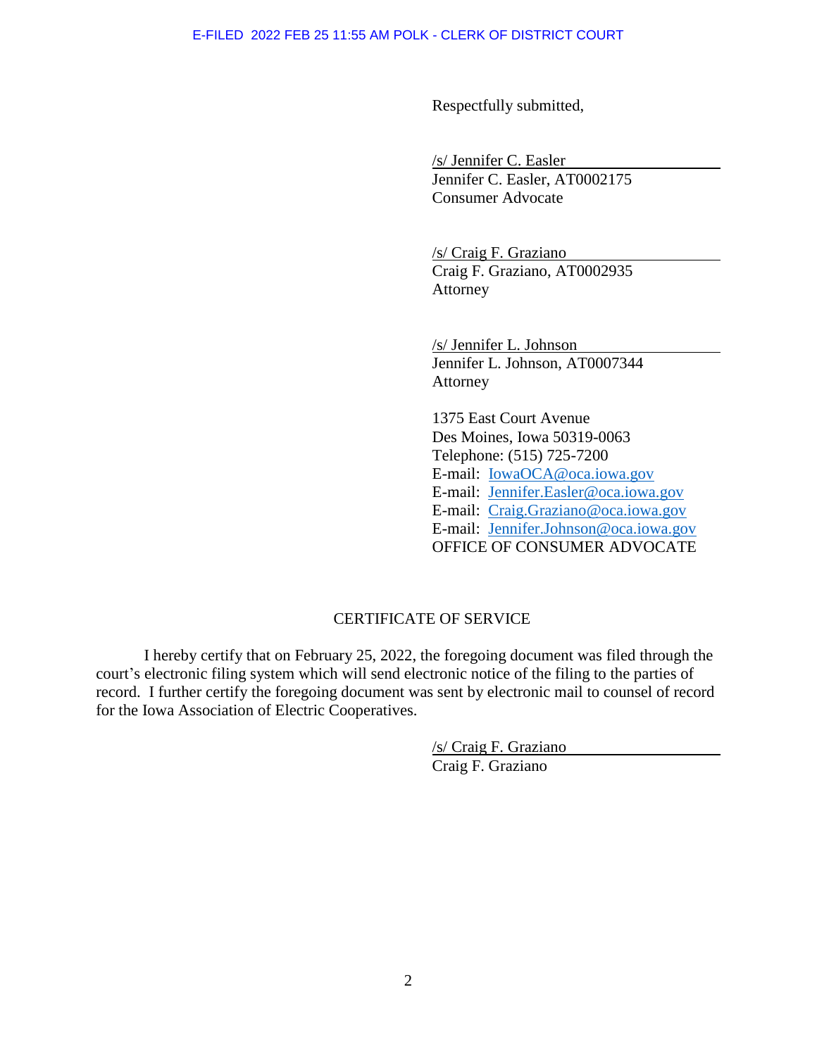Respectfully submitted,

/s/ Jennifer C. Easler
Jennifer C. Easler, AT0002175
Consumer Advocate

/s/ Craig F. Graziano
Craig F. Graziano, AT0002935
Attorney

/s/ Jennifer L. Johnson
Jennifer L. Johnson, AT0007344
Attorney

1375 East Court Avenue
Des Moines, Iowa 50319-0063
Telephone: (515) 725-7200
E-mail: IowaOCA@oca.iowa.gov
E-mail: Jennifer.Easler@oca.iowa.gov
E-mail: Craig.Graziano@oca.iowa.gov
E-mail: Jennifer.Johnson@oca.iowa.gov
OFFICE OF CONSUMER ADVOCATE

## CERTIFICATE OF SERVICE

I hereby certify that on February 25, 2022, the foregoing document was filed through the court's electronic filing system which will send electronic notice of the filing to the parties of record. I further certify the foregoing document was sent by electronic mail to counsel of record for the Iowa Association of Electric Cooperatives.

/s/ Craig F. Graziano
Craig F. Graziano